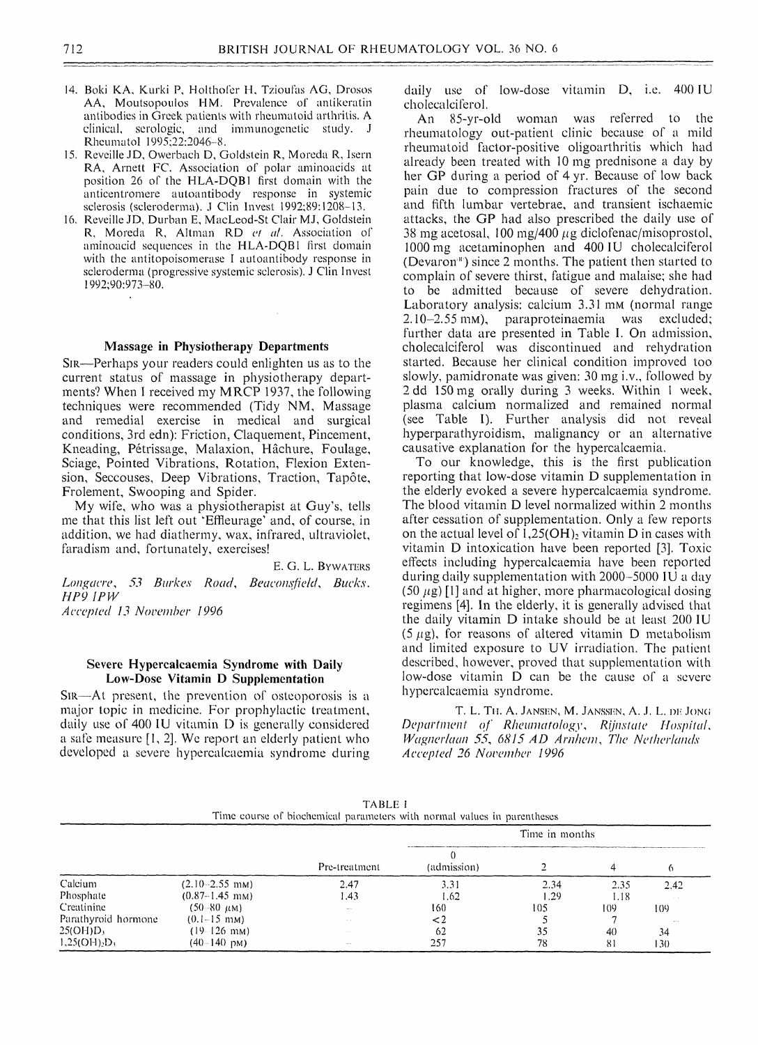14. Boki KA, Kurki P, Holthofer H, Tzioufas AG, Drosos AA, Moutsopoulos HM. Prevalence of antikeratin antibodies in Greek patients with rheumatoid arthritis. A clinical, serologic, and immunogenetic study. J Rheumatol 1995;22:2046–8.
15. Reveille JD, Owerbach D, Goldstein R, Moreda R, Isern RA, Arnett FC. Association of polar aminoacids at position 26 of the HLA-DQB1 first domain with the anticentromere autoantibody response in systemic sclerosis (scleroderma). J Clin Invest 1992;89:1208–13.
16. Reveille JD, Durban E, MacLeod-St Clair MJ, Goldstein R, Moreda R, Altman RD *et al.* Association of aminoacid sequences in the HLA-DQB1 first domain with the antitopoisomerase I autoantibody response in scleroderma (progressive systemic sclerosis). J Clin Invest 1992;90:973–80.

## Massage in Physiotherapy Departments

SIR—Perhaps your readers could enlighten us as to the current status of massage in physiotherapy departments? When I received my MRCP 1937, the following techniques were recommended (Tidy NM, Massage and remedial exercise in medical and surgical conditions, 3rd edn): Friction, Claquement, Pincement, Kneading, Pétrissage, Malaxion, Hâchure, Foulage, Sciage, Pointed Vibrations, Rotation, Flexion Extension, Seccouses, Deep Vibrations, Traction, Tapôte, Frolement, Swooping and Spider.

My wife, who was a physiotherapist at Guy's, tells me that this list left out 'Effleurage' and, of course, in addition, we had diathermy, wax, infrared, ultraviolet, faradism and, fortunately, exercises!

E. G. L. BYWATERS

*Longacre, 53 Burkes Road, Beaconsfield, Bucks. HP9 1PW*

*Accepted 13 November 1996*

## Severe Hypercalcaemia Syndrome with Daily Low-Dose Vitamin D Supplementation

SIR—At present, the prevention of osteoporosis is a major topic in medicine. For prophylactic treatment, daily use of 400 IU vitamin D is generally considered a safe measure [1, 2]. We report an elderly patient who developed a severe hypercalcaemia syndrome during daily use of low-dose vitamin D, i.e. 400 IU cholecalciferol.

An 85-yr-old woman was referred to the rheumatology out-patient clinic because of a mild rheumatoid factor-positive oligoarthritis which had already been treated with 10 mg prednisone a day by her GP during a period of 4 yr. Because of low back pain due to compression fractures of the second and fifth lumbar vertebrae, and transient ischaemic attacks, the GP had also prescribed the daily use of 38 mg acetosal, 100 mg/400 $\mu$g diclofenac/misoprostol, 1000 mg acetaminophen and 400 IU cholecalciferol (Devaron®) since 2 months. The patient then started to complain of severe thirst, fatigue and malaise; she had to be admitted because of severe dehydration. Laboratory analysis: calcium 3.31 mM (normal range 2.10–2.55 mM), paraproteinaemia was excluded; further data are presented in Table I. On admission, cholecalciferol was discontinued and rehydration started. Because her clinical condition improved too slowly, pamidronate was given: 30 mg i.v., followed by 2 dd 150 mg orally during 3 weeks. Within 1 week, plasma calcium normalized and remained normal (see Table I). Further analysis did not reveal hyperparathyroidism, malignancy or an alternative causative explanation for the hypercalcaemia.

To our knowledge, this is the first publication reporting that low-dose vitamin D supplementation in the elderly evoked a severe hypercalcaemia syndrome. The blood vitamin D level normalized within 2 months after cessation of supplementation. Only a few reports on the actual level of 1,25(OH)$_2$ vitamin D in cases with vitamin D intoxication have been reported [3]. Toxic effects including hypercalcaemia have been reported during daily supplementation with 2000–5000 IU a day (50 $\mu$g) [1] and at higher, more pharmacological dosing regimens [4]. In the elderly, it is generally advised that the daily vitamin D intake should be at least 200 IU (5 $\mu$g), for reasons of altered vitamin D metabolism and limited exposure to UV irradiation. The patient described, however, proved that supplementation with low-dose vitamin D can be the cause of a severe hypercalcaemia syndrome.

T. L. TH. A. JANSEN, M. JANSSEN, A. J. L. DE JONG

*Department of Rheumatology, Rijnstate Hospital, Wagnerlaan 55, 6815 AD Arnhem, The Netherlands*

*Accepted 26 November 1996*

TABLE I
Time course of biochemical parameters with normal values in parentheses

| | | | Time in months | | | |
|---|---|---|---|---|---|---|
| | | Pre-treatment | 0 (admission) | 2 | 4 | 6 |
| Calcium | (2.10–2.55 mM) | 2.47 | 3.31 | 2.34 | 2.35 | 2.42 |
| Phosphate | (0.87–1.45 mM) | 1.43 | 1.62 | 1.29 | 1.18 | |
| Creatinine | (50–80 $\mu$M) | — | 160 | 105 | 109 | 109 |
| Parathyroid hormone | (0.1–15 mM) | — | <2 | 5 | 7 | — |
| 25(OH)D$_3$ | (19–126 mM) | — | 62 | 35 | 40 | 34 |
| 1,25(OH)$_2$D$_3$ | (40–140 pM) | — | 257 | 78 | 81 | 130 |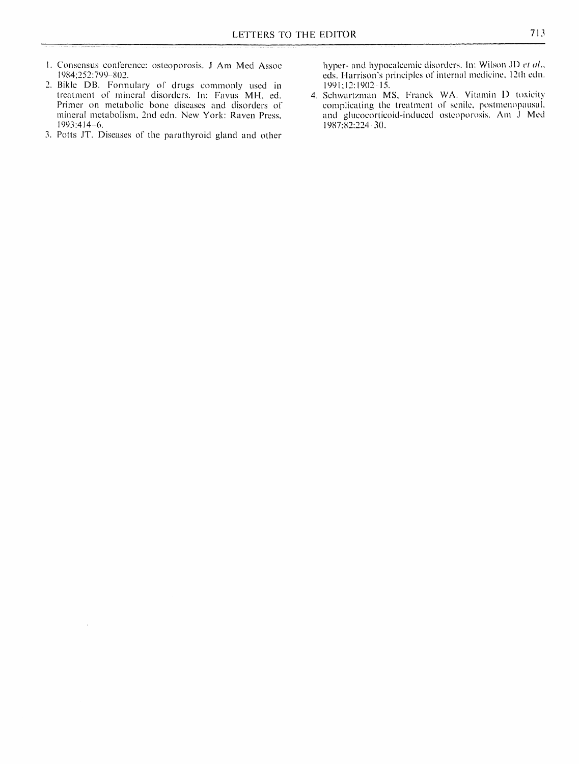1. Consensus conference: osteoporosis. J Am Med Assoc 1984;252:799–802.
2. Bikle DB. Formulary of drugs commonly used in treatment of mineral disorders. In: Favus MH, ed. Primer on metabolic bone diseases and disorders of mineral metabolism, 2nd edn. New York: Raven Press, 1993:414–6.
3. Potts JT. Diseases of the parathyroid gland and other hyper- and hypocalcemic disorders. In: Wilson JD *et al*., eds. Harrison's principles of internal medicine, 12th edn. 1991;12:1902–15.
4. Schwartzman MS, Franck WA. Vitamin D toxicity complicating the treatment of senile, postmenopausal, and glucocorticoid-induced osteoporosis. Am J Med 1987;82:224–30.